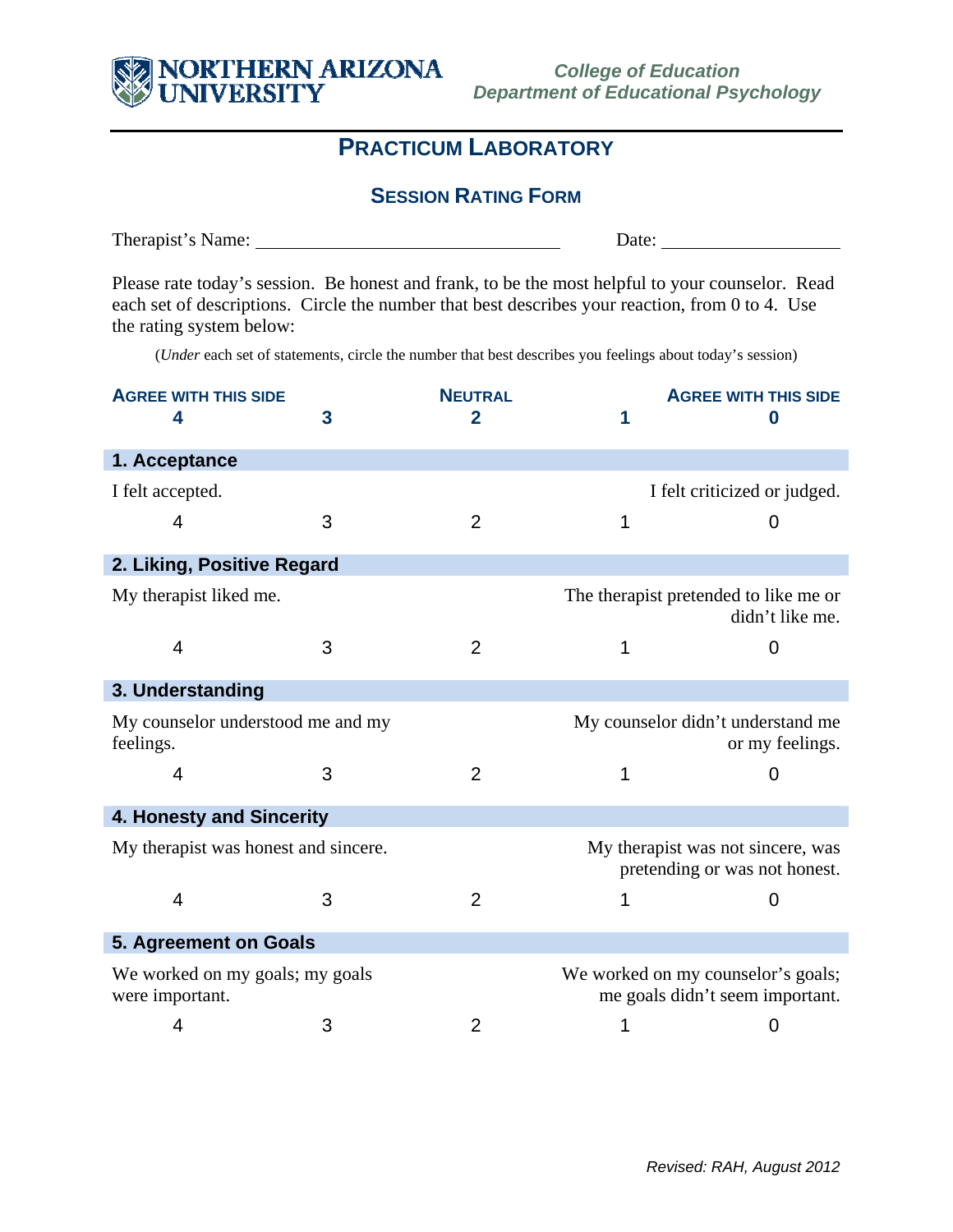NORTHERN ARIZONA UNIVERSITY

*College of Education*
*Department of Educational Psychology*

# PRACTICUM LABORATORY

## SESSION RATING FORM

Therapist's Name: ______________________________ Date: ____________________

Please rate today's session. Be honest and frank, to be the most helpful to your counselor. Read each set of descriptions. Circle the number that best describes your reaction, from 0 to 4. Use the rating system below:

(*Under* each set of statements, circle the number that best describes you feelings about today's session)

| AGREE WITH THIS SIDE | | NEUTRAL | | AGREE WITH THIS SIDE |
|---|---|---|---|---|
| **4** | **3** | **2** | **1** | **0** |

### 1. Acceptance

| I felt accepted. | | | | I felt criticized or judged. |
|---|---|---|---|---|
| 4 | 3 | 2 | 1 | 0 |

### 2. Liking, Positive Regard

| My therapist liked me. | | | | The therapist pretended to like me or didn't like me. |
|---|---|---|---|---|
| 4 | 3 | 2 | 1 | 0 |

### 3. Understanding

| My counselor understood me and my feelings. | | | | My counselor didn't understand me or my feelings. |
|---|---|---|---|---|
| 4 | 3 | 2 | 1 | 0 |

### 4. Honesty and Sincerity

| My therapist was honest and sincere. | | | | My therapist was not sincere, was pretending or was not honest. |
|---|---|---|---|---|
| 4 | 3 | 2 | 1 | 0 |

### 5. Agreement on Goals

| We worked on my goals; my goals were important. | | | | We worked on my counselor's goals; me goals didn't seem important. |
|---|---|---|---|---|
| 4 | 3 | 2 | 1 | 0 |

*Revised: RAH, August 2012*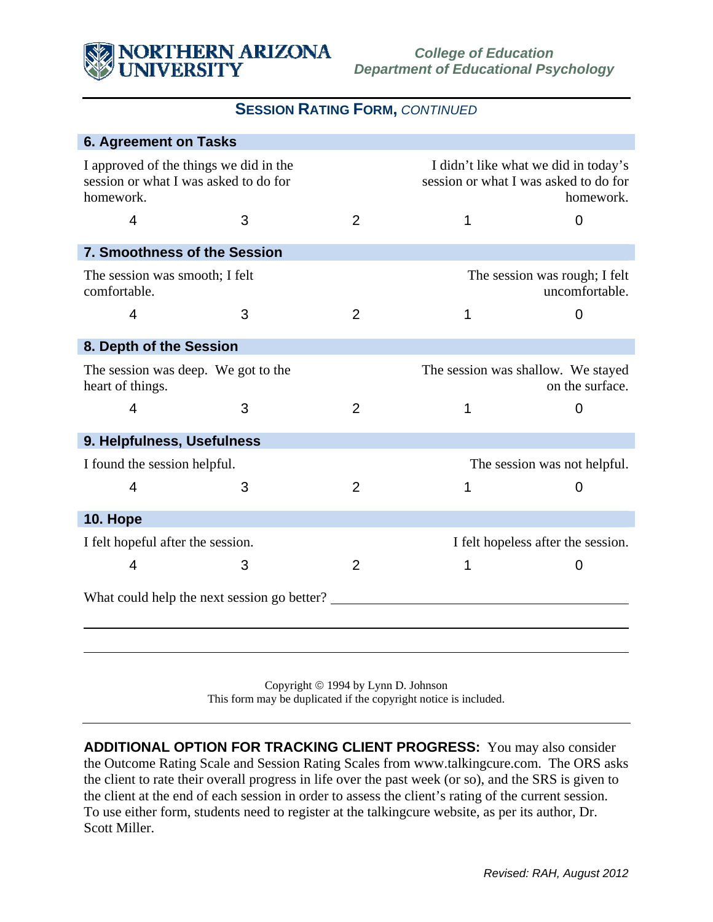NORTHERN ARIZONA UNIVERSITY

*College of Education*
*Department of Educational Psychology*

## SESSION RATING FORM, *CONTINUED*

### 6. Agreement on Tasks

| I approved of the things we did in the session or what I was asked to do for homework. | | | | I didn't like what we did in today's session or what I was asked to do for homework. |
|---|---|---|---|---|
| 4 | 3 | 2 | 1 | 0 |

### 7. Smoothness of the Session

| The session was smooth; I felt comfortable. | | | | The session was rough; I felt uncomfortable. |
|---|---|---|---|---|
| 4 | 3 | 2 | 1 | 0 |

### 8. Depth of the Session

| The session was deep. We got to the heart of things. | | | | The session was shallow. We stayed on the surface. |
|---|---|---|---|---|
| 4 | 3 | 2 | 1 | 0 |

### 9. Helpfulness, Usefulness

| I found the session helpful. | | | | The session was not helpful. |
|---|---|---|---|---|
| 4 | 3 | 2 | 1 | 0 |

### 10. Hope

| I felt hopeful after the session. | | | | I felt hopeless after the session. |
|---|---|---|---|---|
| 4 | 3 | 2 | 1 | 0 |

What could help the next session go better? ______________________________

______________________________________________________________________

______________________________________________________________________

Copyright © 1994 by Lynn D. Johnson
This form may be duplicated if the copyright notice is included.

---

**ADDITIONAL OPTION FOR TRACKING CLIENT PROGRESS:** You may also consider the Outcome Rating Scale and Session Rating Scales from www.talkingcure.com. The ORS asks the client to rate their overall progress in life over the past week (or so), and the SRS is given to the client at the end of each session in order to assess the client's rating of the current session. To use either form, students need to register at the talkingcure website, as per its author, Dr. Scott Miller.

*Revised: RAH, August 2012*